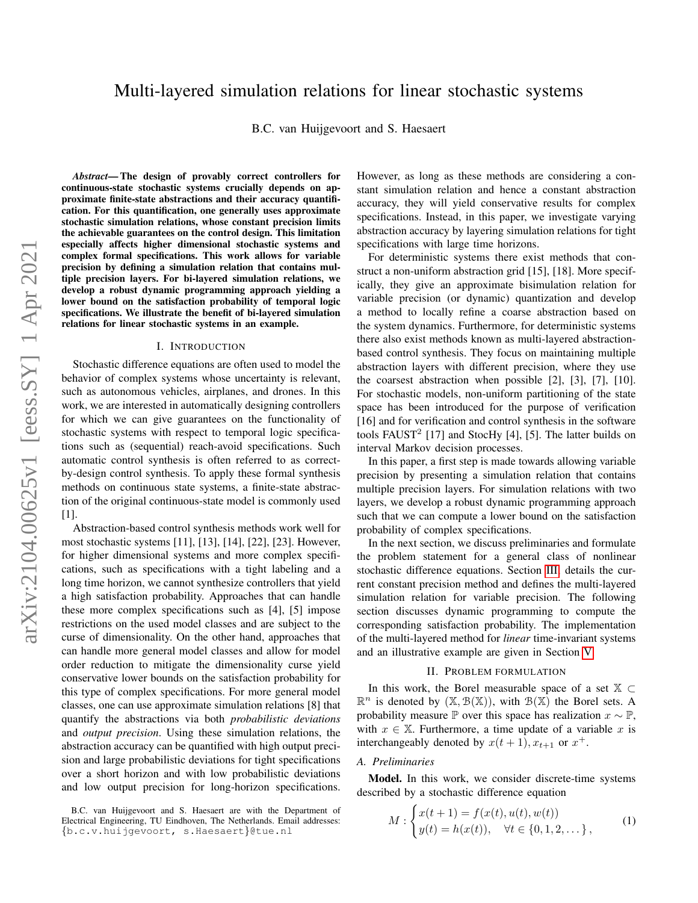# Multi-layered simulation relations for linear stochastic systems

B.C. van Huijgevoort and S. Haesaert

***Abstract*— The design of provably correct controllers for continuous-state stochastic systems crucially depends on approximate finite-state abstractions and their accuracy quantification. For this quantification, one generally uses approximate stochastic simulation relations, whose constant precision limits the achievable guarantees on the control design. This limitation especially affects higher dimensional stochastic systems and complex formal specifications. This work allows for variable precision by defining a simulation relation that contains multiple precision layers. For bi-layered simulation relations, we develop a robust dynamic programming approach yielding a lower bound on the satisfaction probability of temporal logic specifications. We illustrate the benefit of bi-layered simulation relations for linear stochastic systems in an example.**

## I. Introduction

Stochastic difference equations are often used to model the behavior of complex systems whose uncertainty is relevant, such as autonomous vehicles, airplanes, and drones. In this work, we are interested in automatically designing controllers for which we can give guarantees on the functionality of stochastic systems with respect to temporal logic specifications such as (sequential) reach-avoid specifications. Such automatic control synthesis is often referred to as correct-by-design control synthesis. To apply these formal synthesis methods on continuous state systems, a finite-state abstraction of the original continuous-state model is commonly used [1].

Abstraction-based control synthesis methods work well for most stochastic systems [11], [13], [14], [22], [23]. However, for higher dimensional systems and more complex specifications, such as specifications with a tight labeling and a long time horizon, we cannot synthesize controllers that yield a high satisfaction probability. Approaches that can handle these more complex specifications such as [4], [5] impose restrictions on the used model classes and are subject to the curse of dimensionality. On the other hand, approaches that can handle more general model classes and allow for model order reduction to mitigate the dimensionality curse yield conservative lower bounds on the satisfaction probability for this type of complex specifications. For more general model classes, one can use approximate simulation relations [8] that quantify the abstractions via both *probabilistic deviations* and *output precision*. Using these simulation relations, the abstraction accuracy can be quantified with high output precision and large probabilistic deviations for tight specifications over a short horizon and with low probabilistic deviations and low output precision for long-horizon specifications. However, as long as these methods are considering a constant simulation relation and hence a constant abstraction accuracy, they will yield conservative results for complex specifications. Instead, in this paper, we investigate varying abstraction accuracy by layering simulation relations for tight specifications with large time horizons.

For deterministic systems there exist methods that construct a non-uniform abstraction grid [15], [18]. More specifically, they give an approximate bisimulation relation for variable precision (or dynamic) quantization and develop a method to locally refine a coarse abstraction based on the system dynamics. Furthermore, for deterministic systems there also exist methods known as multi-layered abstraction-based control synthesis. They focus on maintaining multiple abstraction layers with different precision, where they use the coarsest abstraction when possible [2], [3], [7], [10]. For stochastic models, non-uniform partitioning of the state space has been introduced for the purpose of verification [16] and for verification and control synthesis in the software tools FAUST[2] [17] and StocHy [4], [5]. The latter builds on interval Markov decision processes.

In this paper, a first step is made towards allowing variable precision by presenting a simulation relation that contains multiple precision layers. For simulation relations with two layers, we develop a robust dynamic programming approach such that we can compute a lower bound on the satisfaction probability of complex specifications.

In the next section, we discuss preliminaries and formulate the problem statement for a general class of nonlinear stochastic difference equations. Section III details the current constant precision method and defines the multi-layered simulation relation for variable precision. The following section discusses dynamic programming to compute the corresponding satisfaction probability. The implementation of the multi-layered method for *linear* time-invariant systems and an illustrative example are given in Section V.

## II. Problem formulation

In this work, the Borel measurable space of a set $\mathbb{X} \subset \mathbb{R}^n$ is denoted by $(\mathbb{X}, \mathcal{B}(\mathbb{X}))$, with $\mathcal{B}(\mathbb{X})$ the Borel sets. A probability measure $\mathbb{P}$ over this space has realization $x \sim \mathbb{P}$, with $x \in \mathbb{X}$. Furthermore, a time update of a variable $x$ is interchangeably denoted by $x(t+1), x_{t+1}$ or $x^+$.

### A. Preliminaries

**Model.** In this work, we consider discrete-time systems described by a stochastic difference equation

$$M : \begin{cases} x(t+1) = f(x(t), u(t), w(t)) \\ y(t) = h(x(t)), \quad \forall t \in \{0, 1, 2, \dots\}, \end{cases} \tag{1}$$

B.C. van Huijgevoort and S. Haesaert are with the Department of Electrical Engineering, TU Eindhoven, The Netherlands. Email addresses: {b.c.v.huijgevoort, s.Haesaert}@tue.nl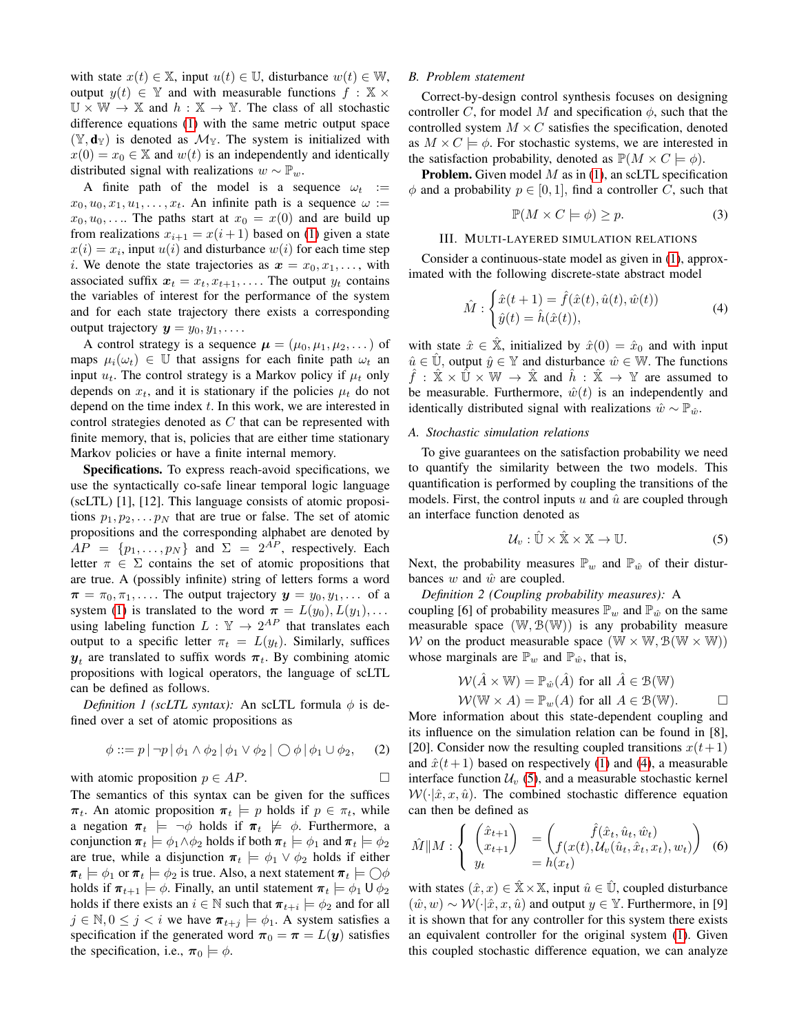with state $x(t) \in \mathbb{X}$, input $u(t) \in \mathbb{U}$, disturbance $w(t) \in \mathbb{W}$, output $y(t) \in \mathbb{Y}$ and with measurable functions $f : \mathbb{X} \times \mathbb{U} \times \mathbb{W} \to \mathbb{X}$ and $h : \mathbb{X} \to \mathbb{Y}$. The class of all stochastic difference equations (1) with the same metric output space $(\mathbb{Y}, \mathbf{d}_{\mathbb{Y}})$ is denoted as $\mathcal{M}_{\mathbb{Y}}$. The system is initialized with $x(0) = x_0 \in \mathbb{X}$ and $w(t)$ is an independently and identically distributed signal with realizations $w \sim \mathbb{P}_w$.

A finite path of the model is a sequence $\omega_t := x_0, u_0, x_1, u_1, \ldots, x_t$. An infinite path is a sequence $\omega := x_0, u_0, \ldots$. The paths start at $x_0 = x(0)$ and are build up from realizations $x_{i+1} = x(i+1)$ based on (1) given a state $x(i) = x_i$, input $u(i)$ and disturbance $w(i)$ for each time step $i$. We denote the state trajectories as $\boldsymbol{x} = x_0, x_1, \ldots$, with associated suffix $\boldsymbol{x}_t = x_t, x_{t+1}, \ldots$. The output $y_t$ contains the variables of interest for the performance of the system and for each state trajectory there exists a corresponding output trajectory $\boldsymbol{y} = y_0, y_1, \ldots$.

A control strategy is a sequence $\boldsymbol{\mu} = (\mu_0, \mu_1, \mu_2, \ldots)$ of maps $\mu_i(\omega_t) \in \mathbb{U}$ that assigns for each finite path $\omega_t$ an input $u_t$. The control strategy is a Markov policy if $\mu_t$ only depends on $x_t$, and it is stationary if the policies $\mu_t$ do not depend on the time index $t$. In this work, we are interested in control strategies denoted as $C$ that can be represented with finite memory, that is, policies that are either time stationary Markov policies or have a finite internal memory.

**Specifications.** To express reach-avoid specifications, we use the syntactically co-safe linear temporal logic language (scLTL) [1], [12]. This language consists of atomic propositions $p_1, p_2, \ldots p_N$ that are true or false. The set of atomic propositions and the corresponding alphabet are denoted by $AP = \{p_1, \ldots, p_N\}$ and $\Sigma = 2^{AP}$, respectively. Each letter $\pi \in \Sigma$ contains the set of atomic propositions that are true. A (possibly infinite) string of letters forms a word $\boldsymbol{\pi} = \pi_0, \pi_1, \ldots$. The output trajectory $\boldsymbol{y} = y_0, y_1, \ldots$ of a system (1) is translated to the word $\boldsymbol{\pi} = L(y_0), L(y_1), \ldots$ using labeling function $L : \mathbb{Y} \to 2^{AP}$ that translates each output to a specific letter $\pi_t = L(y_t)$. Similarly, suffices $\boldsymbol{y}_t$ are translated to suffix words $\boldsymbol{\pi}_t$. By combining atomic propositions with logical operators, the language of scLTL can be defined as follows.

*Definition 1 (scLTL syntax):* An scLTL formula $\phi$ is defined over a set of atomic propositions as

$$\phi ::= p \,|\, \neg p \,|\, \phi_1 \wedge \phi_2 \,|\, \phi_1 \vee \phi_2 \,|\, \bigcirc \phi \,|\, \phi_1 \cup \phi_2, \tag{2}$$

with atomic proposition $p \in AP$. □

The semantics of this syntax can be given for the suffices $\boldsymbol{\pi}_t$. An atomic proposition $\boldsymbol{\pi}_t \models p$ holds if $p \in \pi_t$, while a negation $\boldsymbol{\pi}_t \models \neg\phi$ holds if $\boldsymbol{\pi}_t \not\models \phi$. Furthermore, a conjunction $\boldsymbol{\pi}_t \models \phi_1 \wedge \phi_2$ holds if both $\boldsymbol{\pi}_t \models \phi_1$ and $\boldsymbol{\pi}_t \models \phi_2$ are true, while a disjunction $\boldsymbol{\pi}_t \models \phi_1 \vee \phi_2$ holds if either $\boldsymbol{\pi}_t \models \phi_1$ or $\boldsymbol{\pi}_t \models \phi_2$ is true. Also, a next statement $\boldsymbol{\pi}_t \models \bigcirc\phi$ holds if $\boldsymbol{\pi}_{t+1} \models \phi$. Finally, an until statement $\boldsymbol{\pi}_t \models \phi_1 \mathsf{U} \phi_2$ holds if there exists an $i \in \mathbb{N}$ such that $\boldsymbol{\pi}_{t+i} \models \phi_2$ and for all $j \in \mathbb{N}, 0 \leq j < i$ we have $\boldsymbol{\pi}_{t+j} \models \phi_1$. A system satisfies a specification if the generated word $\boldsymbol{\pi}_0 = \boldsymbol{\pi} = L(\boldsymbol{y})$ satisfies the specification, i.e., $\boldsymbol{\pi}_0 \models \phi$.

### B. Problem statement

Correct-by-design control synthesis focuses on designing controller $C$, for model $M$ and specification $\phi$, such that the controlled system $M \times C$ satisfies the specification, denoted as $M \times C \models \phi$. For stochastic systems, we are interested in the satisfaction probability, denoted as $\mathbb{P}(M \times C \models \phi)$.

**Problem.** Given model $M$ as in (1), an scLTL specification $\phi$ and a probability $p \in [0, 1]$, find a controller $C$, such that

$$\mathbb{P}(M \times C \models \phi) \geq p. \tag{3}$$

## III. Multi-layered simulation relations

Consider a continuous-state model as given in (1), approximated with the following discrete-state abstract model

$$\hat{M} : \begin{cases} \hat{x}(t+1) = \hat{f}(\hat{x}(t), \hat{u}(t), \hat{w}(t)) \\ \hat{y}(t) = \hat{h}(\hat{x}(t)), \end{cases} \tag{4}$$

with state $\hat{x} \in \hat{\mathbb{X}}$, initialized by $\hat{x}(0) = \hat{x}_0$ and with input $\hat{u} \in \hat{\mathbb{U}}$, output $\hat{y} \in \mathbb{Y}$ and disturbance $\hat{w} \in \mathbb{W}$. The functions $\hat{f} : \hat{\mathbb{X}} \times \hat{\mathbb{U}} \times \mathbb{W} \to \hat{\mathbb{X}}$ and $\hat{h} : \hat{\mathbb{X}} \to \mathbb{Y}$ are assumed to be measurable. Furthermore, $\hat{w}(t)$ is an independently and identically distributed signal with realizations $\hat{w} \sim \mathbb{P}_{\hat{w}}$.

### A. Stochastic simulation relations

To give guarantees on the satisfaction probability we need to quantify the similarity between the two models. This quantification is performed by coupling the transitions of the models. First, the control inputs $u$ and $\hat{u}$ are coupled through an interface function denoted as

$$\mathcal{U}_v : \hat{\mathbb{U}} \times \hat{\mathbb{X}} \times \mathbb{X} \to \mathbb{U}. \tag{5}$$

Next, the probability measures $\mathbb{P}_w$ and $\mathbb{P}_{\hat{w}}$ of their disturbances $w$ and $\hat{w}$ are coupled.

*Definition 2 (Coupling probability measures):* A coupling [6] of probability measures $\mathbb{P}_w$ and $\mathbb{P}_{\hat{w}}$ on the same measurable space $(\mathbb{W}, \mathcal{B}(\mathbb{W}))$ is any probability measure $\mathcal{W}$ on the product measurable space $(\mathbb{W} \times \mathbb{W}, \mathcal{B}(\mathbb{W} \times \mathbb{W}))$ whose marginals are $\mathbb{P}_w$ and $\mathbb{P}_{\hat{w}}$, that is,

$$\mathcal{W}(\hat{A} \times \mathbb{W}) = \mathbb{P}_{\hat{w}}(\hat{A}) \text{ for all } \hat{A} \in \mathcal{B}(\mathbb{W})$$
$$\mathcal{W}(\mathbb{W} \times A) = \mathbb{P}_w(A) \text{ for all } A \in \mathcal{B}(\mathbb{W}). \qquad \square$$

More information about this state-dependent coupling and its influence on the simulation relation can be found in [8], [20]. Consider now the resulting coupled transitions $x(t+1)$ and $\hat{x}(t+1)$ based on respectively (1) and (4), a measurable interface function $\mathcal{U}_v$ (5), and a measurable stochastic kernel $\mathcal{W}(\cdot|\hat{x}, x, \hat{u})$. The combined stochastic difference equation can then be defined as

$$\hat{M} \| M : \left\{ \begin{array}{ll} \begin{pmatrix} \hat{x}_{t+1} \\ x_{t+1} \end{pmatrix} & = \begin{pmatrix} \hat{f}(\hat{x}_t, \hat{u}_t, \hat{w}_t) \\ f(x(t), \mathcal{U}_v(\hat{u}_t, \hat{x}_t, x_t), w_t) \end{pmatrix} \\ y_t & = h(x_t) \end{array} \right. \tag{6}$$

with states $(\hat{x}, x) \in \hat{\mathbb{X}} \times \mathbb{X}$, input $\hat{u} \in \hat{\mathbb{U}}$, coupled disturbance $(\hat{w}, w) \sim \mathcal{W}(\cdot|\hat{x}, x, \hat{u})$ and output $y \in \mathbb{Y}$. Furthermore, in [9] it is shown that for any controller for this system there exists an equivalent controller for the original system (1). Given this coupled stochastic difference equation, we can analyze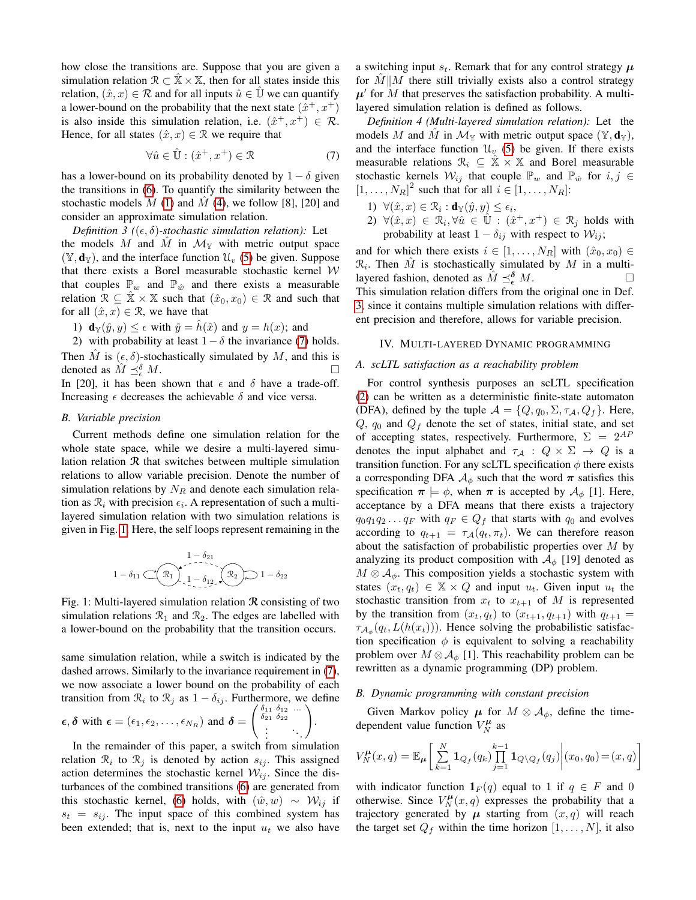how close the transitions are. Suppose that you are given a simulation relation $\mathcal{R} \subset \hat{\mathbb{X}} \times \mathbb{X}$, then for all states inside this relation, $(\hat{x}, x) \in \mathcal{R}$ and for all inputs $\hat{u} \in \hat{\mathbb{U}}$ we can quantify a lower-bound on the probability that the next state $(\hat{x}^+, x^+)$ is also inside this simulation relation, i.e. $(\hat{x}^+, x^+) \in \mathcal{R}$. Hence, for all states $(\hat{x}, x) \in \mathcal{R}$ we require that

$$\forall \hat{u} \in \hat{\mathbb{U}} : (\hat{x}^+, x^+) \in \mathcal{R} \tag{7}$$

has a lower-bound on its probability denoted by $1-\delta$ given the transitions in (6). To quantify the similarity between the stochastic models $M$ (1) and $\hat{M}$ (4), we follow [8], [20] and consider an approximate simulation relation.

*Definition 3 ($(\epsilon, \delta)$-stochastic simulation relation):* Let the models $M$ and $\hat{M}$ in $\mathcal{M}_{\mathbb{Y}}$ with metric output space $(\mathbb{Y}, \mathbf{d}_{\mathbb{Y}})$, and the interface function $\mathcal{U}_v$ (5) be given. Suppose that there exists a Borel measurable stochastic kernel $\mathcal{W}$ that couples $\mathbb{P}_w$ and $\mathbb{P}_{\hat{w}}$ and there exists a measurable relation $\mathcal{R} \subseteq \hat{\mathbb{X}} \times \mathbb{X}$ such that $(\hat{x}_0, x_0) \in \mathcal{R}$ and such that for all $(\hat{x}, x) \in \mathcal{R}$, we have that

1) $\mathbf{d}_{\mathbb{Y}}(\hat{y}, y) \leq \epsilon$ with $\hat{y} = \hat{h}(\hat{x})$ and $y = h(x)$; and
2) with probability at least $1-\delta$ the invariance (7) holds.

Then $\hat{M}$ is $(\epsilon, \delta)$-stochastically simulated by $M$, and this is denoted as $\hat{M} \preceq_{\epsilon}^{\delta} M$. □

In [20], it has been shown that $\epsilon$ and $\delta$ have a trade-off. Increasing $\epsilon$ decreases the achievable $\delta$ and vice versa.

### B. Variable precision

Current methods define one simulation relation for the whole state space, while we desire a multi-layered simulation relation $\boldsymbol{\mathcal{R}}$ that switches between multiple simulation relations to allow variable precision. Denote the number of simulation relations by $N_R$ and denote each simulation relation as $\mathcal{R}_i$ with precision $\epsilon_i$. A representation of such a multi-layered simulation relation with two simulation relations is given in Fig. 1. Here, the self loops represent remaining in the same simulation relation, while a switch is indicated by the dashed arrows. Similarly to the invariance requirement in (7), we now associate a lower bound on the probability of each transition from $\mathcal{R}_i$ to $\mathcal{R}_j$ as $1-\delta_{ij}$. Furthermore, we define $\boldsymbol{\epsilon}, \boldsymbol{\delta}$ with $\boldsymbol{\epsilon} = (\epsilon_1, \epsilon_2, \ldots, \epsilon_{N_R})$ and $\boldsymbol{\delta} = \begin{pmatrix} \delta_{11} & \delta_{12} & \cdots \\ \delta_{21} & \delta_{22} & \\ \vdots & & \ddots \end{pmatrix}$.

$1-\delta_{11}$ $\mathcal{R}_1$ $1-\delta_{21}$ $1-\delta_{12}$ $\mathcal{R}_2$ $1-\delta_{22}$

Fig. 1: Multi-layered simulation relation $\boldsymbol{\mathcal{R}}$ consisting of two simulation relations $\mathcal{R}_1$ and $\mathcal{R}_2$. The edges are labelled with a lower-bound on the probability that the transition occurs.

In the remainder of this paper, a switch from simulation relation $\mathcal{R}_i$ to $\mathcal{R}_j$ is denoted by action $s_{ij}$. This assigned action determines the stochastic kernel $\mathcal{W}_{ij}$. Since the disturbances of the combined transitions (6) are generated from this stochastic kernel, (6) holds, with $(\hat{w}, w) \sim \mathcal{W}_{ij}$ if $s_t = s_{ij}$. The input space of this combined system has been extended; that is, next to the input $u_t$ we also have a switching input $s_t$. Remark that for any control strategy $\boldsymbol{\mu}$ for $\hat{M} \| M$ there still trivially exists also a control strategy $\boldsymbol{\mu}'$ for $M$ that preserves the satisfaction probability. A multi-layered simulation relation is defined as follows.

*Definition 4 (Multi-layered simulation relation):* Let the models $M$ and $\hat{M}$ in $\mathcal{M}_{\mathbb{Y}}$ with metric output space $(\mathbb{Y}, \mathbf{d}_{\mathbb{Y}})$, and the interface function $\mathcal{U}_v$ (5) be given. If there exists measurable relations $\mathcal{R}_i \subseteq \hat{\mathbb{X}} \times \mathbb{X}$ and Borel measurable stochastic kernels $\mathcal{W}_{ij}$ that couple $\mathbb{P}_w$ and $\mathbb{P}_{\hat{w}}$ for $i, j \in [1, \ldots, N_R]^2$ such that for all $i \in [1, \ldots, N_R]$:

1) $\forall (\hat{x}, x) \in \mathcal{R}_i : \mathbf{d}_{\mathbb{Y}}(\hat{y}, y) \leq \epsilon_i$,
2) $\forall (\hat{x}, x) \in \mathcal{R}_i, \forall \hat{u} \in \hat{\mathbb{U}} : (\hat{x}^+, x^+) \in \mathcal{R}_j$ holds with probability at least $1-\delta_{ij}$ with respect to $\mathcal{W}_{ij}$;

and for which there exists $i \in [1, \ldots, N_R]$ with $(\hat{x}_0, x_0) \in \mathcal{R}_i$. Then $\hat{M}$ is stochastically simulated by $M$ in a multi-layered fashion, denoted as $\hat{M} \preceq_{\boldsymbol{\epsilon}}^{\boldsymbol{\delta}} M$. □

This simulation relation differs from the original one in Def. 3, since it contains multiple simulation relations with different precision and therefore, allows for variable precision.

## IV. Multi-layered Dynamic Programming

### A. scLTL satisfaction as a reachability problem

For control synthesis purposes an scLTL specification (2) can be written as a deterministic finite-state automaton (DFA), defined by the tuple $\mathcal{A} = \{Q, q_0, \Sigma, \tau_{\mathcal{A}}, Q_f\}$. Here, $Q$, $q_0$ and $Q_f$ denote the set of states, initial state, and set of accepting states, respectively. Furthermore, $\Sigma = 2^{AP}$ denotes the input alphabet and $\tau_{\mathcal{A}} : Q \times \Sigma \to Q$ is a transition function. For any scLTL specification $\phi$ there exists a corresponding DFA $\mathcal{A}_\phi$ such that the word $\boldsymbol{\pi}$ satisfies this specification $\boldsymbol{\pi} \models \phi$, when $\boldsymbol{\pi}$ is accepted by $\mathcal{A}_\phi$ [1]. Here, acceptance by a DFA means that there exists a trajectory $q_0 q_1 q_2 \ldots q_F$ with $q_F \in Q_f$ that starts with $q_0$ and evolves according to $q_{t+1} = \tau_{\mathcal{A}}(q_t, \pi_t)$. We can therefore reason about the satisfaction of probabilistic properties over $M$ by analyzing its product composition with $\mathcal{A}_\phi$ [19] denoted as $M \otimes \mathcal{A}_\phi$. This composition yields a stochastic system with states $(x_t, q_t) \in \mathbb{X} \times Q$ and input $u_t$. Given input $u_t$ the stochastic transition from $x_t$ to $x_{t+1}$ of $M$ is represented by the transition from $(x_t, q_t)$ to $(x_{t+1}, q_{t+1})$ with $q_{t+1} = \tau_{\mathcal{A}_\phi}(q_t, L(h(x_t)))$. Hence solving the probabilistic satisfaction specification $\phi$ is equivalent to solving a reachability problem over $M \otimes \mathcal{A}_\phi$ [1]. This reachability problem can be rewritten as a dynamic programming (DP) problem.

### B. Dynamic programming with constant precision

Given Markov policy $\boldsymbol{\mu}$ for $M \otimes \mathcal{A}_\phi$, define the time-dependent value function $V_N^{\boldsymbol{\mu}}$ as

$$V_N^{\boldsymbol{\mu}}(x, q) = \mathbb{E}_{\boldsymbol{\mu}}\left[\sum_{k=1}^{N} \mathbf{1}_{Q_f}(q_k) \prod_{j=1}^{k-1} \mathbf{1}_{Q \setminus Q_f}(q_j) \middle| (x_0, q_0) = (x, q)\right]$$

with indicator function $\mathbf{1}_F(q)$ equal to 1 if $q \in F$ and 0 otherwise. Since $V_N^{\boldsymbol{\mu}}(x, q)$ expresses the probability that a trajectory generated by $\boldsymbol{\mu}$ starting from $(x, q)$ will reach the target set $Q_f$ within the time horizon $[1, \ldots, N]$, it also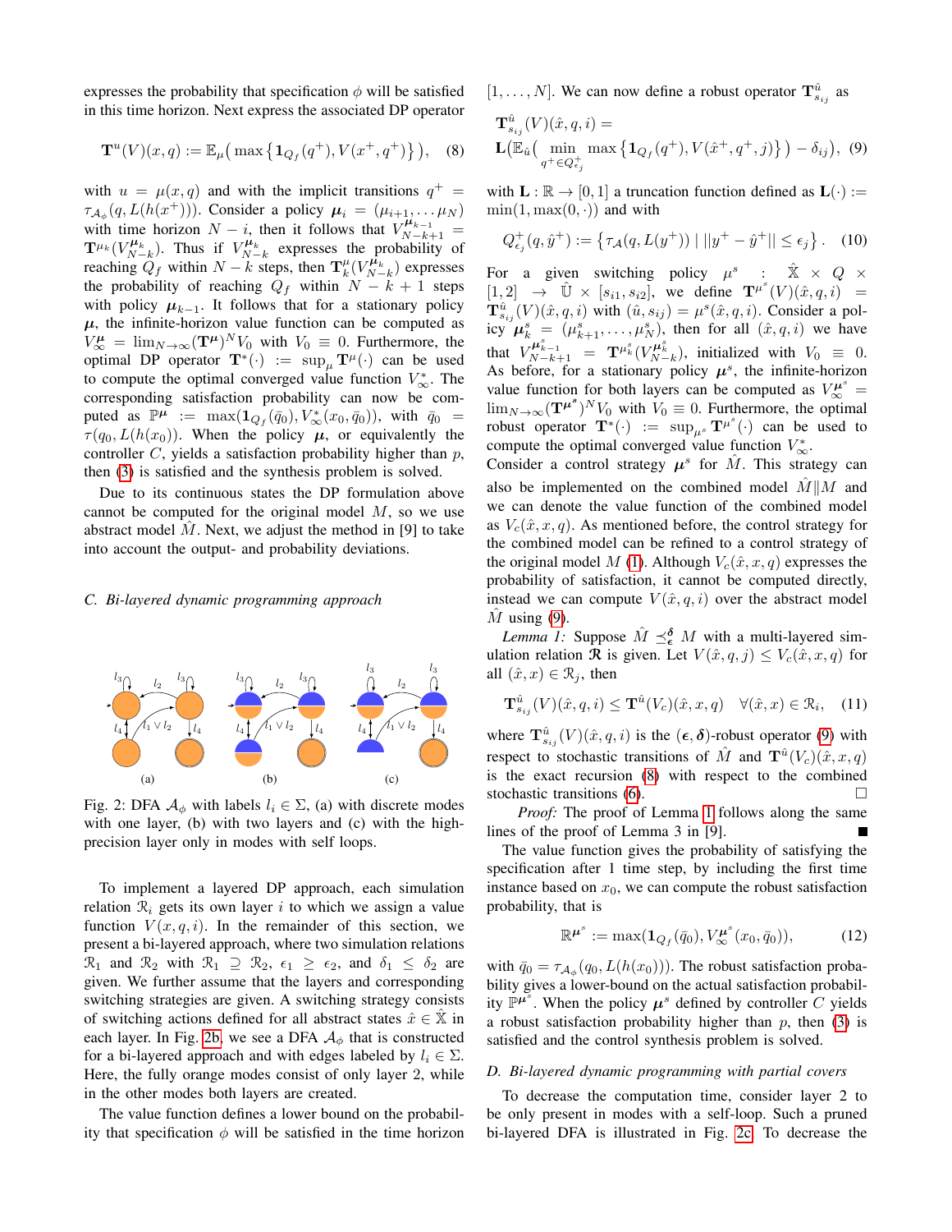expresses the probability that specification $\phi$ will be satisfied in this time horizon. Next express the associated DP operator

$$\mathbf{T}^{u}(V)(x,q) := \mathbb{E}_{\mu}\big(\max\big\{\mathbf{1}_{Q_f}(q^+), V(x^+,q^+)\big\}\big), \quad (8)$$

with $u = \mu(x,q)$ and with the implicit transitions $q^+ = \tau_{\mathcal{A}_\phi}(q, L(h(x^+)))$. Consider a policy $\boldsymbol{\mu}_i = (\mu_{i+1}, \ldots \mu_N)$ with time horizon $N-i$, then it follows that $V^{\boldsymbol{\mu}_{k-1}}_{N-k+1} = \mathbf{T}^{\mu_k}(V^{\boldsymbol{\mu}_k}_{N-k})$. Thus if $V^{\boldsymbol{\mu}_k}_{N-k}$ expresses the probability of reaching $Q_f$ within $N-k$ steps, then $\mathbf{T}^{\mu}_k(V^{\boldsymbol{\mu}_k}_{N-k})$ expresses the probability of reaching $Q_f$ within $N-k+1$ steps with policy $\boldsymbol{\mu}_{k-1}$. It follows that for a stationary policy $\boldsymbol{\mu}$, the infinite-horizon value function can be computed as $V^{\boldsymbol{\mu}}_\infty = \lim_{N\to\infty}(\mathbf{T}^{\boldsymbol{\mu}})^N V_0$ with $V_0 \equiv 0$. Furthermore, the optimal DP operator $\mathbf{T}^*(\cdot) := \sup_\mu \mathbf{T}^\mu(\cdot)$ can be used to compute the optimal converged value function $V^*_\infty$. The corresponding satisfaction probability can now be computed as $\mathbb{P}^{\boldsymbol{\mu}} := \max(\mathbf{1}_{Q_f}(\bar{q}_0), V^*_\infty(x_0,\bar{q}_0))$, with $\bar{q}_0 = \tau(q_0, L(h(x_0))$. When the policy $\boldsymbol{\mu}$, or equivalently the controller $C$, yields a satisfaction probability higher than $p$, then (3) is satisfied and the synthesis problem is solved.

Due to its continuous states the DP formulation above cannot be computed for the original model $M$, so we use abstract model $\hat{M}$. Next, we adjust the method in [9] to take into account the output- and probability deviations.

### C. Bi-layered dynamic programming approach

Fig. 2: DFA $\mathcal{A}_\phi$ with labels $l_i \in \Sigma$, (a) with discrete modes with one layer, (b) with two layers and (c) with the high-precision layer only in modes with self loops.

To implement a layered DP approach, each simulation relation $\mathcal{R}_i$ gets its own layer $i$ to which we assign a value function $V(x,q,i)$. In the remainder of this section, we present a bi-layered approach, where two simulation relations $\mathcal{R}_1$ and $\mathcal{R}_2$ with $\mathcal{R}_1 \supseteq \mathcal{R}_2$, $\epsilon_1 \geq \epsilon_2$, and $\delta_1 \leq \delta_2$ are given. We further assume that the layers and corresponding switching strategies are given. A switching strategy consists of switching actions defined for all abstract states $\hat{x} \in \hat{\mathbb{X}}$ in each layer. In Fig. 2b, we see a DFA $\mathcal{A}_\phi$ that is constructed for a bi-layered approach and with edges labeled by $l_i \in \Sigma$. Here, the fully orange modes consist of only layer 2, while in the other modes both layers are created.

The value function defines a lower bound on the probability that specification $\phi$ will be satisfied in the time horizon $[1,\ldots,N]$. We can now define a robust operator $\mathbf{T}^{\hat{u}}_{s_{ij}}$ as

$$\mathbf{T}^{\hat{u}}_{s_{ij}}(V)(\hat{x},q,i) = \mathbf{L}\big(\mathbb{E}_{\hat{u}}\big(\min_{q^+\in Q^+_{\epsilon_j}} \max\big\{\mathbf{1}_{Q_f}(q^+), V(\hat{x}^+,q^+,j)\big\}\big) - \delta_{ij}\big), \quad (9)$$

with $\mathbf{L}:\mathbb{R}\to[0,1]$ a truncation function defined as $\mathbf{L}(\cdot) := \min(1, \max(0,\cdot))$ and with

$$Q^+_{\epsilon_j}(q,\hat{y}^+) := \big\{\tau_{\mathcal{A}}(q, L(y^+)) \mid \|y^+ - \hat{y}^+\| \leq \epsilon_j\big\}. \quad (10)$$

For a given switching policy $\mu^s : \hat{\mathbb{X}} \times Q \times [1,2] \to \hat{\mathbb{U}} \times [s_{i1}, s_{i2}]$, we define $\mathbf{T}^{\mu^s}(V)(\hat{x},q,i) = \mathbf{T}^{\hat{u}}_{s_{ij}}(V)(\hat{x},q,i)$ with $(\hat{u}, s_{ij}) = \mu^s(\hat{x},q,i)$. Consider a policy $\boldsymbol{\mu}^s_k = (\mu^s_{k+1},\ldots,\mu^s_N)$, then for all $(\hat{x},q,i)$ we have that $V^{\boldsymbol{\mu}^s_{k-1}}_{N-k+1} = \mathbf{T}^{\mu^s_k}(V^{\boldsymbol{\mu}^s_k}_{N-k})$, initialized with $V_0 \equiv 0$. As before, for a stationary policy $\boldsymbol{\mu}^s$, the infinite-horizon value function for both layers can be computed as $V^{\boldsymbol{\mu}^s}_\infty = \lim_{N\to\infty}(\mathbf{T}^{\boldsymbol{\mu}^s})^N V_0$ with $V_0 \equiv 0$. Furthermore, the optimal robust operator $\mathbf{T}^*(\cdot) := \sup_{\mu^s} \mathbf{T}^{\mu^s}(\cdot)$ can be used to compute the optimal converged value function $V^*_\infty$.
Consider a control strategy $\boldsymbol{\mu}^s$ for $\hat{M}$. This strategy can also be implemented on the combined model $\hat{M}\|M$ and we can denote the value function of the combined model as $V_c(\hat{x},x,q)$. As mentioned before, the control strategy for the combined model can be refined to a control strategy of the original model $M$ (1). Although $V_c(\hat{x},x,q)$ expresses the probability of satisfaction, it cannot be computed directly, instead we can compute $V(\hat{x},q,i)$ over the abstract model $\hat{M}$ using (9).

*Lemma 1:* Suppose $\hat{M} \preceq^{\boldsymbol{\delta}}_{\boldsymbol{\epsilon}} M$ with a multi-layered simulation relation $\boldsymbol{\mathcal{R}}$ is given. Let $V(\hat{x},q,j) \leq V_c(\hat{x},x,q)$ for all $(\hat{x},x) \in \mathcal{R}_j$, then

$$\mathbf{T}^{\hat{u}}_{s_{ij}}(V)(\hat{x},q,i) \leq \mathbf{T}^{\hat{u}}(V_c)(\hat{x},x,q) \quad \forall(\hat{x},x)\in\mathcal{R}_i, \quad (11)$$

where $\mathbf{T}^{\hat{u}}_{s_{ij}}(V)(\hat{x},q,i)$ is the $(\boldsymbol{\epsilon},\boldsymbol{\delta})$-robust operator (9) with respect to stochastic transitions of $\hat{M}$ and $\mathbf{T}^{\hat{u}}(V_c)(\hat{x},x,q)$ is the exact recursion (8) with respect to the combined stochastic transitions (6). □

*Proof:* The proof of Lemma 1 follows along the same lines of the proof of Lemma 3 in [9]. ■

The value function gives the probability of satisfying the specification after 1 time step, by including the first time instance based on $x_0$, we can compute the robust satisfaction probability, that is

$$\mathbb{R}^{\boldsymbol{\mu}^s} := \max(\mathbf{1}_{Q_f}(\bar{q}_0), V^{\boldsymbol{\mu}^s}_\infty(x_0,\bar{q}_0)), \quad (12)$$

with $\bar{q}_0 = \tau_{\mathcal{A}_\phi}(q_0, L(h(x_0)))$. The robust satisfaction probability gives a lower-bound on the actual satisfaction probability $\mathbb{P}^{\boldsymbol{\mu}^s}$. When the policy $\boldsymbol{\mu}^s$ defined by controller $C$ yields a robust satisfaction probability higher than $p$, then (3) is satisfied and the control synthesis problem is solved.

### D. Bi-layered dynamic programming with partial covers

To decrease the computation time, consider layer 2 to be only present in modes with a self-loop. Such a pruned bi-layered DFA is illustrated in Fig. 2c. To decrease the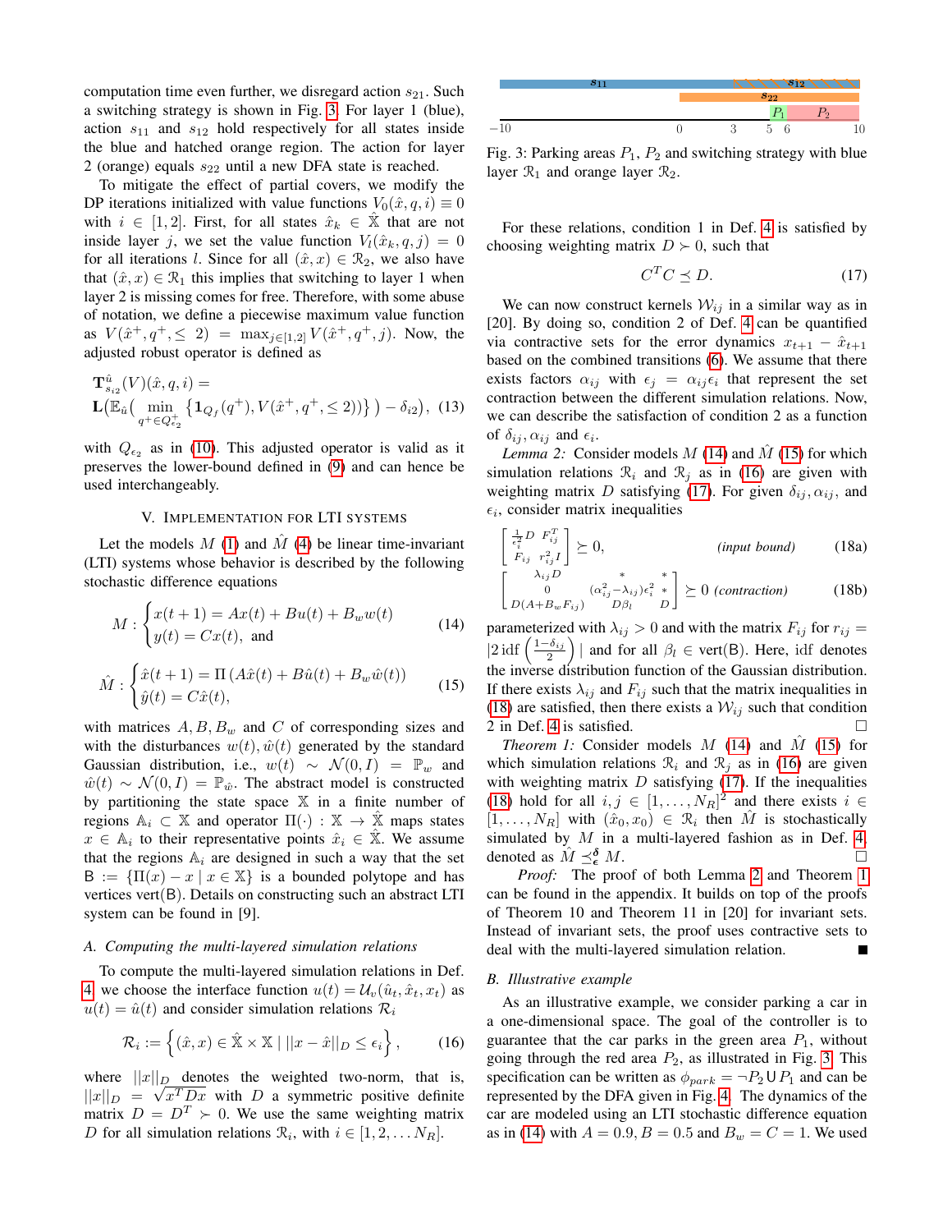computation time even further, we disregard action $s_{21}$. Such a switching strategy is shown in Fig. 3. For layer 1 (blue), action $s_{11}$ and $s_{12}$ hold respectively for all states inside the blue and hatched orange region. The action for layer 2 (orange) equals $s_{22}$ until a new DFA state is reached.

To mitigate the effect of partial covers, we modify the DP iterations initialized with value functions $V_0(\hat{x}, q, i) \equiv 0$ with $i \in [1, 2]$. First, for all states $\hat{x}_k \in \hat{\mathbb{X}}$ that are not inside layer $j$, we set the value function $V_l(\hat{x}_k, q, j) = 0$ for all iterations $l$. Since for all $(\hat{x}, x) \in \mathcal{R}_2$, we also have that $(\hat{x}, x) \in \mathcal{R}_1$ this implies that switching to layer 1 when layer 2 is missing comes for free. Therefore, with some abuse of notation, we define a piecewise maximum value function as $V(\hat{x}^+, q^+, \leq 2) = \max_{j \in [1,2]} V(\hat{x}^+, q^+, j)$. Now, the adjusted robust operator is defined as

$$\mathbf{T}^{\hat{u}}_{s_{i2}}(V)(\hat{x}, q, i) = \mathbf{L}\big(\mathbb{E}_{\hat{u}}\big( \min_{q^+ \in Q^+_{\epsilon_2}} \{\mathbf{1}_{Q_f}(q^+), V(\hat{x}^+, q^+, \leq 2)\}\big) - \delta_{i2}\big), \quad (13)$$

with $Q_{\epsilon_2}$ as in (10). This adjusted operator is valid as it preserves the lower-bound defined in (9) and can hence be used interchangeably.

## V. Implementation for LTI systems

Let the models $M$ (1) and $\hat{M}$ (4) be linear time-invariant (LTI) systems whose behavior is described by the following stochastic difference equations

$$M : \begin{cases} x(t+1) = Ax(t) + Bu(t) + B_w w(t) \\ y(t) = Cx(t), \text{ and} \end{cases} \quad (14)$$

$$\hat{M} : \begin{cases} \hat{x}(t+1) = \Pi\left(A\hat{x}(t) + B\hat{u}(t) + B_w \hat{w}(t)\right) \\ \hat{y}(t) = C\hat{x}(t), \end{cases} \quad (15)$$

with matrices $A, B, B_w$ and $C$ of corresponding sizes and with the disturbances $w(t), \hat{w}(t)$ generated by the standard Gaussian distribution, i.e., $w(t) \sim \mathcal{N}(0, I) = \mathbb{P}_w$ and $\hat{w}(t) \sim \mathcal{N}(0, I) = \mathbb{P}_{\hat{w}}$. The abstract model is constructed by partitioning the state space $\mathbb{X}$ in a finite number of regions $\mathbb{A}_i \subset \mathbb{X}$ and operator $\Pi(\cdot) : \mathbb{X} \to \hat{\mathbb{X}}$ maps states $x \in \mathbb{A}_i$ to their representative points $\hat{x}_i \in \hat{\mathbb{X}}$. We assume that the regions $\mathbb{A}_i$ are designed in such a way that the set $\mathsf{B} := \{\Pi(x) - x \mid x \in \mathbb{X}\}$ is a bounded polytope and has vertices vert($\mathsf{B}$). Details on constructing such an abstract LTI system can be found in [9].

### A. Computing the multi-layered simulation relations

To compute the multi-layered simulation relations in Def. 4, we choose the interface function $u(t) = \mathcal{U}_v(\hat{u}_t, \hat{x}_t, x_t)$ as $u(t) = \hat{u}(t)$ and consider simulation relations $\mathcal{R}_i$

$$\mathcal{R}_i := \left\{(\hat{x}, x) \in \hat{\mathbb{X}} \times \mathbb{X} \mid ||x - \hat{x}||_D \leq \epsilon_i\right\}, \quad (16)$$

where $||x||_D$ denotes the weighted two-norm, that is, $||x||_D = \sqrt{x^T D x}$ with $D$ a symmetric positive definite matrix $D = D^T \succ 0$. We use the same weighting matrix $D$ for all simulation relations $\mathcal{R}_i$, with $i \in [1, 2, \dots N_R]$.

s11
s12
s22
$P_1$
$P_2$
−10
0
3
5
6
10

Fig. 3: Parking areas $P_1$, $P_2$ and switching strategy with blue layer $\mathcal{R}_1$ and orange layer $\mathcal{R}_2$.

For these relations, condition 1 in Def. 4 is satisfied by choosing weighting matrix $D \succ 0$, such that

$$C^T C \preceq D. \quad (17)$$

We can now construct kernels $\mathcal{W}_{ij}$ in a similar way as in [20]. By doing so, condition 2 of Def. 4 can be quantified via contractive sets for the error dynamics $x_{t+1} - \hat{x}_{t+1}$ based on the combined transitions (6). We assume that there exists factors $\alpha_{ij}$ with $\epsilon_j = \alpha_{ij}\epsilon_i$ that represent the set contraction between the different simulation relations. Now, we can describe the satisfaction of condition 2 as a function of $\delta_{ij}, \alpha_{ij}$ and $\epsilon_i$.

*Lemma 2:* Consider models $M$ (14) and $\hat{M}$ (15) for which simulation relations $\mathcal{R}_i$ and $\mathcal{R}_j$ as in (16) are given with weighting matrix $D$ satisfying (17). For given $\delta_{ij}, \alpha_{ij}$, and $\epsilon_i$, consider matrix inequalities

$$\begin{bmatrix} \frac{1}{\epsilon_i^2} D & F_{ij}^T \\ F_{ij} & r_{ij}^2 I \end{bmatrix} \succeq 0, \qquad \textit{(input bound)} \quad (18a)$$

$$\begin{bmatrix} \lambda_{ij} D & * & * \\ 0 & (\alpha_{ij}^2 - \lambda_{ij})\epsilon_i^2 & * \\ D(A + B_w F_{ij}) & D\beta_l & D \end{bmatrix} \succeq 0 \ \textit{(contraction)} \quad (18b)$$

parameterized with $\lambda_{ij} > 0$ and with the matrix $F_{ij}$ for $r_{ij} = \left|2\,\text{idf}\left(\frac{1-\delta_{ij}}{2}\right)\right|$ and for all $\beta_l \in \text{vert}(\mathsf{B})$. Here, idf denotes the inverse distribution function of the Gaussian distribution. If there exists $\lambda_{ij}$ and $F_{ij}$ such that the matrix inequalities in (18) are satisfied, then there exists a $\mathcal{W}_{ij}$ such that condition 2 in Def. 4 is satisfied. □

*Theorem 1:* Consider models $M$ (14) and $\hat{M}$ (15) for which simulation relations $\mathcal{R}_i$ and $\mathcal{R}_j$ as in (16) are given with weighting matrix $D$ satisfying (17). If the inequalities (18) hold for all $i, j \in [1, \dots, N_R]^2$ and there exists $i \in [1, \dots, N_R]$ with $(\hat{x}_0, x_0) \in \mathcal{R}_i$ then $\hat{M}$ is stochastically simulated by $M$ in a multi-layered fashion as in Def. 4, denoted as $\hat{M} \preceq^{\boldsymbol{\delta}}_{\boldsymbol{\epsilon}} M$. □

*Proof:* The proof of both Lemma 2 and Theorem 1 can be found in the appendix. It builds on top of the proofs of Theorem 10 and Theorem 11 in [20] for invariant sets. Instead of invariant sets, the proof uses contractive sets to deal with the multi-layered simulation relation. ■

### B. Illustrative example

As an illustrative example, we consider parking a car in a one-dimensional space. The goal of the controller is to guarantee that the car parks in the green area $P_1$, without going through the red area $P_2$, as illustrated in Fig. 3. This specification can be written as $\phi_{park} = \neg P_2 \cup P_1$ and can be represented by the DFA given in Fig. 4. The dynamics of the car are modeled using an LTI stochastic difference equation as in (14) with $A = 0.9, B = 0.5$ and $B_w = C = 1$. We used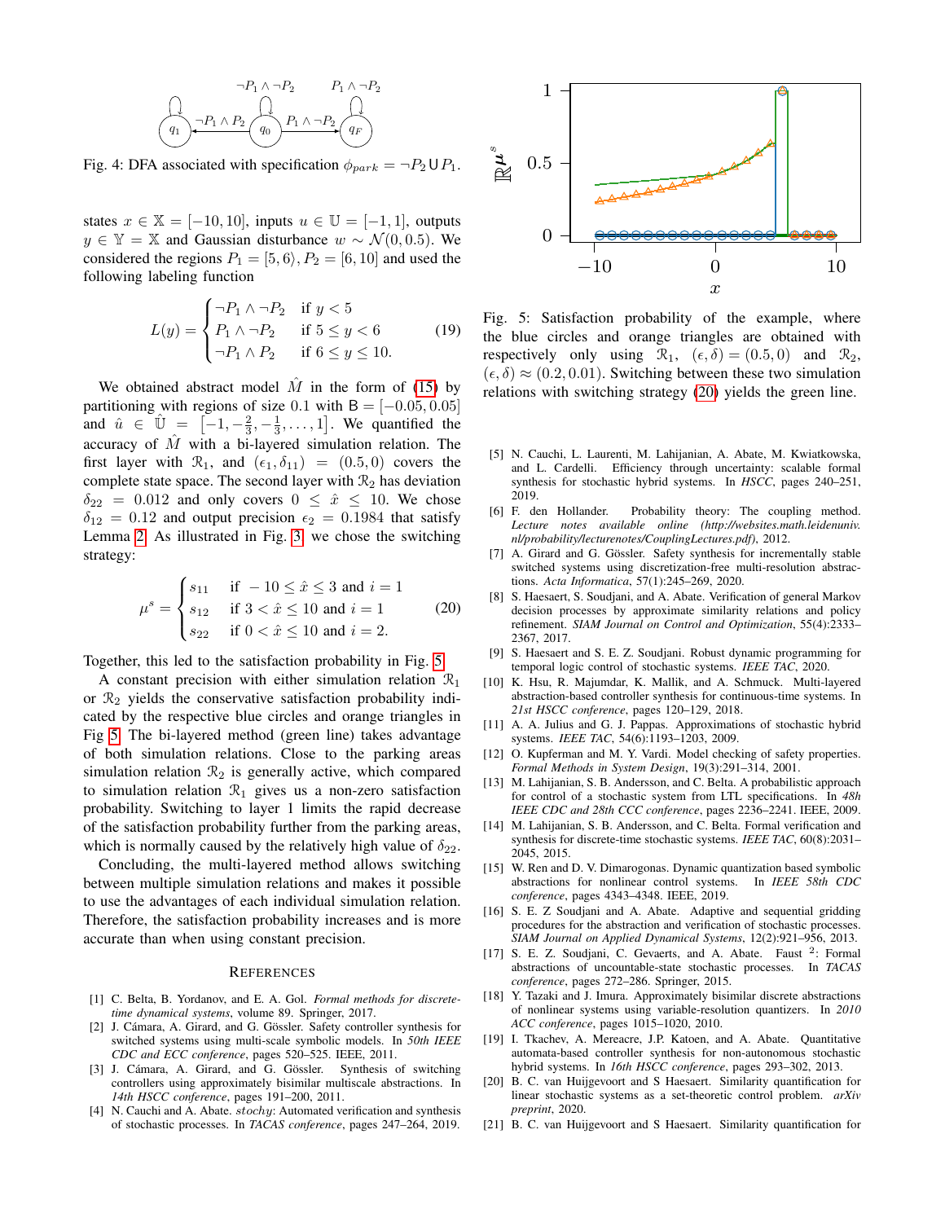$\neg P_1 \wedge \neg P_2$

$P_1 \wedge \neg P_2$

$q_1$ $\neg P_1 \wedge P_2$ $q_0$ $P_1 \wedge \neg P_2$ $q_F$

Fig. 4: DFA associated with specification $\phi_{park} = \neg P_2 \mathsf{U} P_1$.

states $x \in \mathbb{X} = [-10, 10]$, inputs $u \in \mathbb{U} = [-1, 1]$, outputs $y \in \mathbb{Y} = \mathbb{X}$ and Gaussian disturbance $w \sim \mathcal{N}(0, 0.5)$. We considered the regions $P_1 = [5, 6\rangle, P_2 = [6, 10]$ and used the following labeling function

$$L(y) = \begin{cases} \neg P_1 \wedge \neg P_2 & \text{if } y < 5 \\ P_1 \wedge \neg P_2 & \text{if } 5 \leq y < 6 \\ \neg P_1 \wedge P_2 & \text{if } 6 \leq y \leq 10. \end{cases} \tag{19}$$

We obtained abstract model $\hat{M}$ in the form of (15) by partitioning with regions of size 0.1 with $\mathsf{B} = [-0.05, 0.05]$ and $\hat{u} \in \hat{\mathbb{U}} = \left[-1, -\frac{2}{3}, -\frac{1}{3}, \ldots, 1\right]$. We quantified the accuracy of $\hat{M}$ with a bi-layered simulation relation. The first layer with $\mathcal{R}_1$, and $(\epsilon_1, \delta_{11}) = (0.5, 0)$ covers the complete state space. The second layer with $\mathcal{R}_2$ has deviation $\delta_{22} = 0.012$ and only covers $0 \leq \hat{x} \leq 10$. We chose $\delta_{12} = 0.12$ and output precision $\epsilon_2 = 0.1984$ that satisfy Lemma 2. As illustrated in Fig. 3, we chose the switching strategy:

$$\mu^s = \begin{cases} s_{11} & \text{if } -10 \leq \hat{x} \leq 3 \text{ and } i = 1 \\ s_{12} & \text{if } 3 < \hat{x} \leq 10 \text{ and } i = 1 \\ s_{22} & \text{if } 0 < \hat{x} \leq 10 \text{ and } i = 2. \end{cases} \tag{20}$$

Together, this led to the satisfaction probability in Fig. 5.

A constant precision with either simulation relation $\mathcal{R}_1$ or $\mathcal{R}_2$ yields the conservative satisfaction probability indicated by the respective blue circles and orange triangles in Fig 5. The bi-layered method (green line) takes advantage of both simulation relations. Close to the parking areas simulation relation $\mathcal{R}_2$ is generally active, which compared to simulation relation $\mathcal{R}_1$ gives us a non-zero satisfaction probability. Switching to layer 1 limits the rapid decrease of the satisfaction probability further from the parking areas, which is normally caused by the relatively high value of $\delta_{22}$.

Concluding, the multi-layered method allows switching between multiple simulation relations and makes it possible to use the advantages of each individual simulation relation. Therefore, the satisfaction probability increases and is more accurate than when using constant precision.

1

0.5

0

$\mathbb{R}^{\mu^s}$

−10

0

10

$x$

Fig. 5: Satisfaction probability of the example, where the blue circles and orange triangles are obtained with respectively only using $\mathcal{R}_1$, $(\epsilon, \delta) = (0.5, 0)$ and $\mathcal{R}_2$, $(\epsilon, \delta) \approx (0.2, 0.01)$. Switching between these two simulation relations with switching strategy (20) yields the green line.

## References

[1] C. Belta, B. Yordanov, and E. A. Gol. *Formal methods for discrete-time dynamical systems*, volume 89. Springer, 2017.

[2] J. Cámara, A. Girard, and G. Gössler. Safety controller synthesis for switched systems using multi-scale symbolic models. In *50th IEEE CDC and ECC conference*, pages 520–525. IEEE, 2011.

[3] J. Cámara, A. Girard, and G. Gössler. Synthesis of switching controllers using approximately bisimilar multiscale abstractions. In *14th HSCC conference*, pages 191–200, 2011.

[4] N. Cauchi and A. Abate. *stochy*: Automated verification and synthesis of stochastic processes. In *TACAS conference*, pages 247–264, 2019.

[5] N. Cauchi, L. Laurenti, M. Lahijanian, A. Abate, M. Kwiatkowska, and L. Cardelli. Efficiency through uncertainty: scalable formal synthesis for stochastic hybrid systems. In *HSCC*, pages 240–251, 2019.

[6] F. den Hollander. Probability theory: The coupling method. *Lecture notes available online (http://websites.math.leidenuniv.nl/probability/lecturenotes/CouplingLectures.pdf)*, 2012.

[7] A. Girard and G. Gössler. Safety synthesis for incrementally stable switched systems using discretization-free multi-resolution abstractions. *Acta Informatica*, 57(1):245–269, 2020.

[8] S. Haesaert, S. Soudjani, and A. Abate. Verification of general Markov decision processes by approximate similarity relations and policy refinement. *SIAM Journal on Control and Optimization*, 55(4):2333–2367, 2017.

[9] S. Haesaert and S. E. Z. Soudjani. Robust dynamic programming for temporal logic control of stochastic systems. *IEEE TAC*, 2020.

[10] K. Hsu, R. Majumdar, K. Mallik, and A. Schmuck. Multi-layered abstraction-based controller synthesis for continuous-time systems. In *21st HSCC conference*, pages 120–129, 2018.

[11] A. A. Julius and G. J. Pappas. Approximations of stochastic hybrid systems. *IEEE TAC*, 54(6):1193–1203, 2009.

[12] O. Kupferman and M. Y. Vardi. Model checking of safety properties. *Formal Methods in System Design*, 19(3):291–314, 2001.

[13] M. Lahijanian, S. B. Andersson, and C. Belta. A probabilistic approach for control of a stochastic system from LTL specifications. In *48h IEEE CDC and 28th CCC conference*, pages 2236–2241. IEEE, 2009.

[14] M. Lahijanian, S. B. Andersson, and C. Belta. Formal verification and synthesis for discrete-time stochastic systems. *IEEE TAC*, 60(8):2031–2045, 2015.

[15] W. Ren and D. V. Dimarogonas. Dynamic quantization based symbolic abstractions for nonlinear control systems. In *IEEE 58th CDC conference*, pages 4343–4348. IEEE, 2019.

[16] S. E. Z Soudjani and A. Abate. Adaptive and sequential gridding procedures for the abstraction and verification of stochastic processes. *SIAM Journal on Applied Dynamical Systems*, 12(2):921–956, 2013.

[17] S. E. Z. Soudjani, C. Gevaerts, and A. Abate. Faust $^2$: Formal abstractions of uncountable-state stochastic processes. In *TACAS conference*, pages 272–286. Springer, 2015.

[18] Y. Tazaki and J. Imura. Approximately bisimilar discrete abstractions of nonlinear systems using variable-resolution quantizers. In *2010 ACC conference*, pages 1015–1020, 2010.

[19] I. Tkachev, A. Mereacre, J.P. Katoen, and A. Abate. Quantitative automata-based controller synthesis for non-autonomous stochastic hybrid systems. In *16th HSCC conference*, pages 293–302, 2013.

[20] B. C. van Huijgevoort and S Haesaert. Similarity quantification for linear stochastic systems as a set-theoretic control problem. *arXiv preprint*, 2020.

[21] B. C. van Huijgevoort and S Haesaert. Similarity quantification for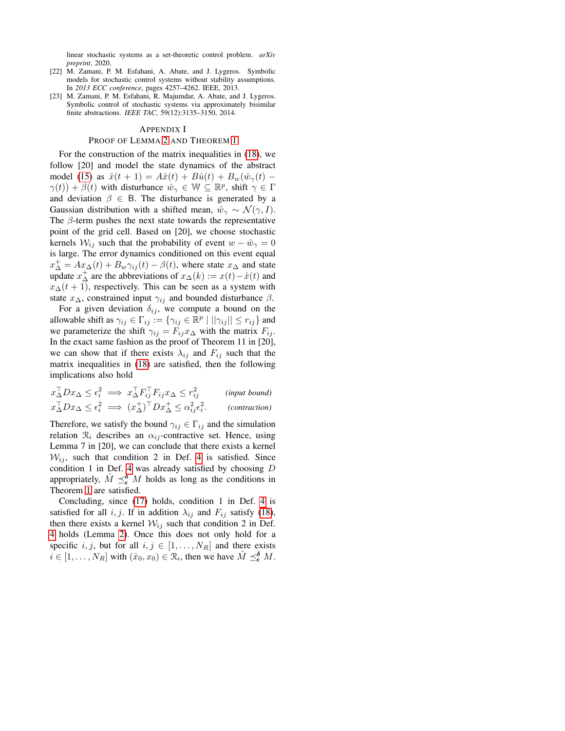linear stochastic systems as a set-theoretic control problem. *arXiv preprint*, 2020.

[22] M. Zamani, P. M. Esfahani, A. Abate, and J. Lygeros. Symbolic models for stochastic control systems without stability assumptions. In *2013 ECC conference*, pages 4257–4262. IEEE, 2013.

[23] M. Zamani, P. M. Esfahani, R. Majumdar, A. Abate, and J. Lygeros. Symbolic control of stochastic systems via approximately bisimilar finite abstractions. *IEEE TAC*, 59(12):3135–3150, 2014.

# Appendix I
## Proof of Lemma 2 and Theorem 1

For the construction of the matrix inequalities in (18), we follow [20] and model the state dynamics of the abstract model (15) as $\hat{x}(t+1) = A\hat{x}(t) + B\hat{u}(t) + B_w(\hat{w}_\gamma(t) - \gamma(t)) + \beta(t)$ with disturbance $\hat{w}_\gamma \in \mathbb{W} \subseteq \mathbb{R}^p$, shift $\gamma \in \Gamma$ and deviation $\beta \in \mathsf{B}$. The disturbance is generated by a Gaussian distribution with a shifted mean, $\hat{w}_\gamma \sim \mathcal{N}(\gamma, I)$. The $\beta$-term pushes the next state towards the representative point of the grid cell. Based on [20], we choose stochastic kernels $\mathcal{W}_{ij}$ such that the probability of event $w - \hat{w}_\gamma = 0$ is large. The error dynamics conditioned on this event equal $x_\Delta^+ = Ax_\Delta(t) + B_w\gamma_{ij}(t) - \beta(t)$, where state $x_\Delta$ and state update $x_\Delta^+$ are the abbreviations of $x_\Delta(k) := x(t) - \hat{x}(t)$ and $x_\Delta(t+1)$, respectively. This can be seen as a system with state $x_\Delta$, constrained input $\gamma_{ij}$ and bounded disturbance $\beta$.

For a given deviation $\delta_{ij}$, we compute a bound on the allowable shift as $\gamma_{ij} \in \Gamma_{ij} := \{\gamma_{ij} \in \mathbb{R}^p \mid ||\gamma_{ij}|| \leq r_{ij}\}$ and we parameterize the shift $\gamma_{ij} = F_{ij}x_\Delta$ with the matrix $F_{ij}$. In the exact same fashion as the proof of Theorem 11 in [20], we can show that if there exists $\lambda_{ij}$ and $F_{ij}$ such that the matrix inequalities in (18) are satisfied, then the following implications also hold

$$x_\Delta^\top D x_\Delta \leq \epsilon_i^2 \implies x_\Delta^\top F_{ij}^\top F_{ij} x_\Delta \leq r_{ij}^2 \qquad \textit{(input bound)}$$

$$x_\Delta^\top D x_\Delta \leq \epsilon_i^2 \implies (x_\Delta^+)^\top D x_\Delta^+ \leq \alpha_{ij}^2 \epsilon_i^2. \qquad \textit{(contraction)}$$

Therefore, we satisfy the bound $\gamma_{ij} \in \Gamma_{ij}$ and the simulation relation $\mathcal{R}_i$ describes an $\alpha_{ij}$-contractive set. Hence, using Lemma 7 in [20], we can conclude that there exists a kernel $\mathcal{W}_{ij}$, such that condition 2 in Def. 4 is satisfied. Since condition 1 in Def. 4 was already satisfied by choosing $D$ appropriately, $\hat{M} \preceq_{\epsilon}^{\delta} M$ holds as long as the conditions in Theorem 1 are satisfied.

Concluding, since (17) holds, condition 1 in Def. 4 is satisfied for all $i, j$. If in addition $\lambda_{ij}$ and $F_{ij}$ satisfy (18), then there exists a kernel $\mathcal{W}_{ij}$ such that condition 2 in Def. 4 holds (Lemma 2). Once this does not only hold for a specific $i, j$, but for all $i, j \in [1, \ldots, N_R]$ and there exists $i \in [1, \ldots, N_R]$ with $(\hat{x}_0, x_0) \in \mathcal{R}_i$, then we have $\hat{M} \preceq_{\boldsymbol{\epsilon}}^{\boldsymbol{\delta}} M$.